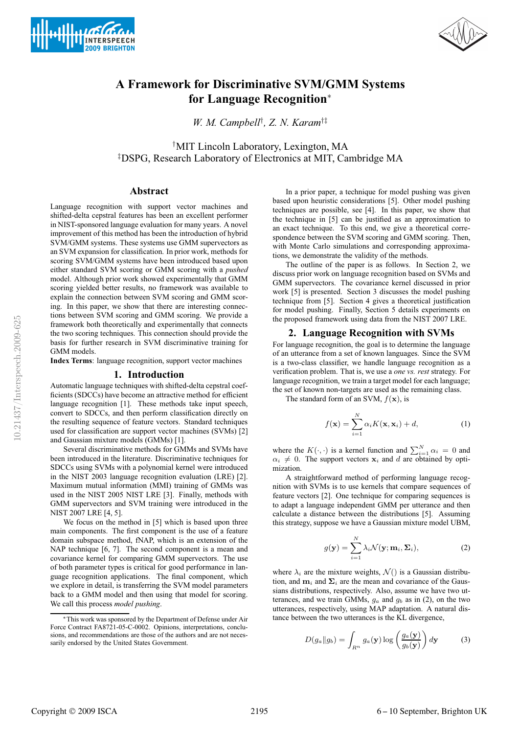# A Framework for Discriminative SVM/GMM Systems for Language Recognition*

*W. M. Campbell*[†], *Z. N. Karam*[†‡]

[†]MIT Lincoln Laboratory, Lexington, MA
[‡]DSPG, Research Laboratory of Electronics at MIT, Cambridge MA

## Abstract

Language recognition with support vector machines and shifted-delta cepstral features has been an excellent performer in NIST-sponsored language evaluation for many years. A novel improvement of this method has been the introduction of hybrid SVM/GMM systems. These systems use GMM supervectors as an SVM expansion for classification. In prior work, methods for scoring SVM/GMM systems have been introduced based upon either standard SVM scoring or GMM scoring with a *pushed* model. Although prior work showed experimentally that GMM scoring yielded better results, no framework was available to explain the connection between SVM scoring and GMM scoring. In this paper, we show that there are interesting connections between SVM scoring and GMM scoring. We provide a framework both theoretically and experimentally that connects the two scoring techniques. This connection should provide the basis for further research in SVM discriminative training for GMM models.

**Index Terms**: language recognition, support vector machines

## 1. Introduction

Automatic language recognition with shifted-delta cepstral coefficients (SDCCs) have become an attractive method for efficient language recognition [1]. These methods take input speech, convert to SDCCs, and then perform classification directly on the resulting sequence of feature vectors. Standard techniques used for classification are support vector machines (SVMs) [2] and Gaussian mixture models (GMMs) [1].

Several discriminative methods for GMMs and SVMs have been introduced in the literature. Discriminative techniques for SDCCs using SVMs with a polynomial kernel were introduced in the NIST 2003 language recognition evaluation (LRE) [2]. Maximum mutual information (MMI) training of GMMs was used in the NIST 2005 NIST LRE [3]. Finally, methods with GMM supervectors and SVM training were introduced in the NIST 2007 LRE [4, 5].

We focus on the method in [5] which is based upon three main components. The first component is the use of a feature domain subspace method, fNAP, which is an extension of the NAP technique [6, 7]. The second component is a mean and covariance kernel for comparing GMM supervectors. The use of both parameter types is critical for good performance in language recognition applications. The final component, which we explore in detail, is transferring the SVM model parameters back to a GMM model and then using that model for scoring. We call this process *model pushing*.

*This work was sponsored by the Department of Defense under Air Force Contract FA8721-05-C-0002. Opinions, interpretations, conclusions, and recommendations are those of the authors and are not necessarily endorsed by the United States Government.

In a prior paper, a technique for model pushing was given based upon heuristic considerations [5]. Other model pushing techniques are possible, see [4]. In this paper, we show that the technique in [5] can be justified as an approximation to an exact technique. To this end, we give a theoretical correspondence between the SVM scoring and GMM scoring. Then, with Monte Carlo simulations and corresponding approximations, we demonstrate the validity of the methods.

The outline of the paper is as follows. In Section 2, we discuss prior work on language recognition based on SVMs and GMM supervectors. The covariance kernel discussed in prior work [5] is presented. Section 3 discusses the model pushing technique from [5]. Section 4 gives a theoretical justification for model pushing. Finally, Section 5 details experiments on the proposed framework using data from the NIST 2007 LRE.

## 2. Language Recognition with SVMs

For language recognition, the goal is to determine the language of an utterance from a set of known languages. Since the SVM is a two-class classifier, we handle language recognition as a verification problem. That is, we use a *one vs. rest* strategy. For language recognition, we train a target model for each language; the set of known non-targets are used as the remaining class.

The standard form of an SVM, $f(\mathbf{x})$, is

$$f(\mathbf{x}) = \sum_{i=1}^{N} \alpha_i K(\mathbf{x}, \mathbf{x}_i) + d, \tag{1}$$

where the $K(\cdot, \cdot)$ is a kernel function and $\sum_{i=1}^{N} \alpha_i = 0$ and $\alpha_i \neq 0$. The support vectors $\mathbf{x}_i$ and $d$ are obtained by optimization.

A straightforward method of performing language recognition with SVMs is to use kernels that compare sequences of feature vectors. One technique for comparing sequences is to adapt a language independent GMM per utterance and then calculate a distance between the distributions [5]. Assuming this strategy, suppose we have a Gaussian mixture model UBM,

$$g(\mathbf{y}) = \sum_{i=1}^{N} \lambda_i \mathcal{N}(\mathbf{y}; \mathbf{m}_i, \mathbf{\Sigma}_i), \tag{2}$$

where $\lambda_i$ are the mixture weights, $\mathcal{N}()$ is a Gaussian distribution, and $\mathbf{m}_i$ and $\mathbf{\Sigma}_i$ are the mean and covariance of the Gaussians distributions, respectively. Also, assume we have two utterances, and we train GMMs, $g_a$ and $g_b$ as in (2), on the two utterances, respectively, using MAP adaptation. A natural distance between the two utterances is the KL divergence,

$$D(g_a \| g_b) = \int_{R^n} g_a(\mathbf{y}) \log \left( \frac{g_a(\mathbf{y})}{g_b(\mathbf{y})} \right) d\mathbf{y} \tag{3}$$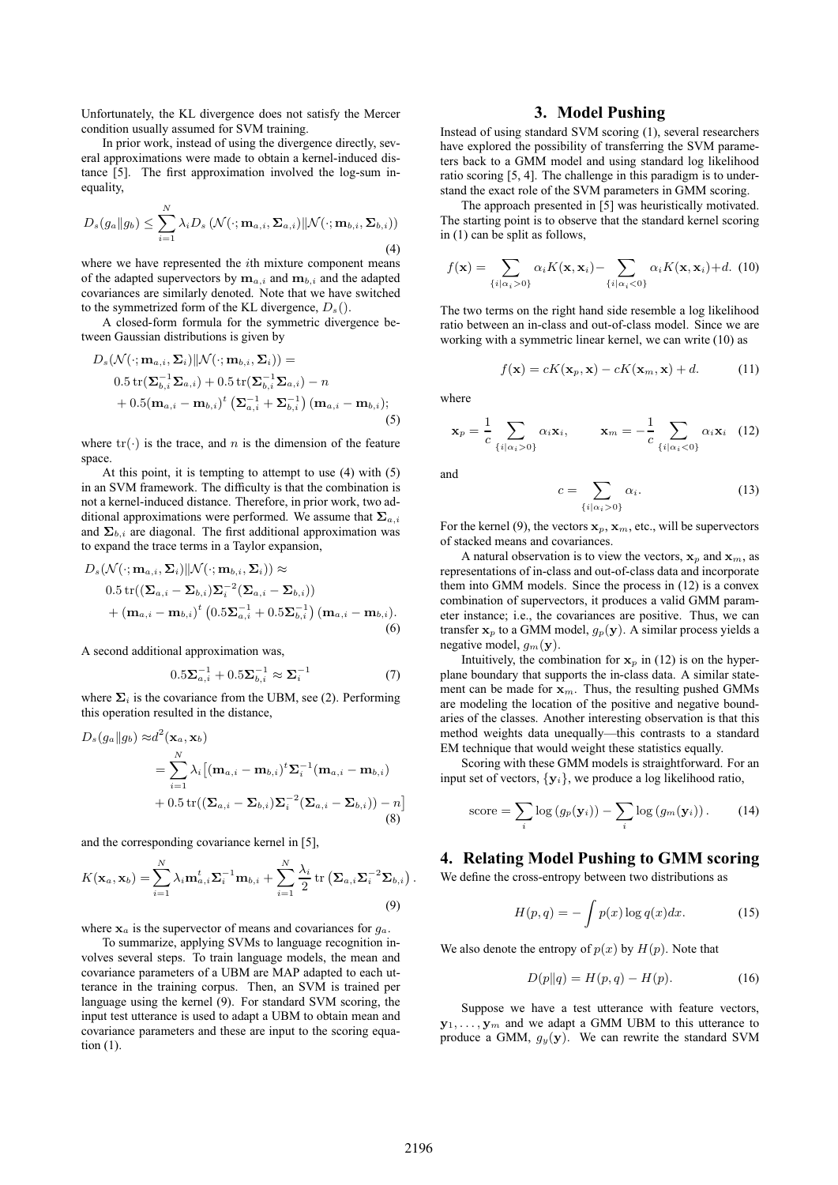Unfortunately, the KL divergence does not satisfy the Mercer condition usually assumed for SVM training.

In prior work, instead of using the divergence directly, several approximations were made to obtain a kernel-induced distance [5]. The first approximation involved the log-sum inequality,

$$D_s(g_a \| g_b) \leq \sum_{i=1}^{N} \lambda_i D_s\left(\mathcal{N}(\cdot; \mathbf{m}_{a,i}, \mathbf{\Sigma}_{a,i}) \| \mathcal{N}(\cdot; \mathbf{m}_{b,i}, \mathbf{\Sigma}_{b,i})\right) \tag{4}$$

where we have represented the $i$th mixture component means of the adapted supervectors by $\mathbf{m}_{a,i}$ and $\mathbf{m}_{b,i}$ and the adapted covariances are similarly denoted. Note that we have switched to the symmetrized form of the KL divergence, $D_s()$.

A closed-form formula for the symmetric divergence between Gaussian distributions is given by

$$\begin{aligned} D_s(\mathcal{N}(\cdot; \mathbf{m}_{a,i}, \mathbf{\Sigma}_i) \| \mathcal{N}(\cdot; \mathbf{m}_{b,i}, \mathbf{\Sigma}_i)) = \\ 0.5 \operatorname{tr}(\mathbf{\Sigma}_{b,i}^{-1} \mathbf{\Sigma}_{a,i}) + 0.5 \operatorname{tr}(\mathbf{\Sigma}_{b,i}^{-1} \mathbf{\Sigma}_{a,i}) - n \\ + 0.5(\mathbf{m}_{a,i} - \mathbf{m}_{b,i})^t \left(\mathbf{\Sigma}_{a,i}^{-1} + \mathbf{\Sigma}_{b,i}^{-1}\right)(\mathbf{m}_{a,i} - \mathbf{m}_{b,i}); \end{aligned} \tag{5}$$

where $\operatorname{tr}(\cdot)$ is the trace, and $n$ is the dimension of the feature space.

At this point, it is tempting to attempt to use (4) with (5) in an SVM framework. The difficulty is that the combination is not a kernel-induced distance. Therefore, in prior work, two additional approximations were performed. We assume that $\mathbf{\Sigma}_{a,i}$ and $\mathbf{\Sigma}_{b,i}$ are diagonal. The first additional approximation was to expand the trace terms in a Taylor expansion,

$$\begin{aligned} D_s(\mathcal{N}(\cdot; \mathbf{m}_{a,i}, \mathbf{\Sigma}_i) \| \mathcal{N}(\cdot; \mathbf{m}_{b,i}, \mathbf{\Sigma}_i)) \approx \\ 0.5 \operatorname{tr}((\mathbf{\Sigma}_{a,i} - \mathbf{\Sigma}_{b,i}) \mathbf{\Sigma}_i^{-2} (\mathbf{\Sigma}_{a,i} - \mathbf{\Sigma}_{b,i})) \\ + (\mathbf{m}_{a,i} - \mathbf{m}_{b,i})^t \left(0.5 \mathbf{\Sigma}_{a,i}^{-1} + 0.5 \mathbf{\Sigma}_{b,i}^{-1}\right)(\mathbf{m}_{a,i} - \mathbf{m}_{b,i}). \end{aligned} \tag{6}$$

A second additional approximation was,

$$0.5 \mathbf{\Sigma}_{a,i}^{-1} + 0.5 \mathbf{\Sigma}_{b,i}^{-1} \approx \mathbf{\Sigma}_i^{-1} \tag{7}$$

where $\mathbf{\Sigma}_i$ is the covariance from the UBM, see (2). Performing this operation resulted in the distance,

$$\begin{aligned} D_s(g_a \| g_b) &\approx d^2(\mathbf{x}_a, \mathbf{x}_b) \\ &= \sum_{i=1}^{N} \lambda_i \big[(\mathbf{m}_{a,i} - \mathbf{m}_{b,i})^t \mathbf{\Sigma}_i^{-1} (\mathbf{m}_{a,i} - \mathbf{m}_{b,i}) \\ &\quad + 0.5 \operatorname{tr}((\mathbf{\Sigma}_{a,i} - \mathbf{\Sigma}_{b,i}) \mathbf{\Sigma}_i^{-2} (\mathbf{\Sigma}_{a,i} - \mathbf{\Sigma}_{b,i})) - n\big] \end{aligned} \tag{8}$$

and the corresponding covariance kernel in [5],

$$K(\mathbf{x}_a, \mathbf{x}_b) = \sum_{i=1}^{N} \lambda_i \mathbf{m}_{a,i}^t \mathbf{\Sigma}_i^{-1} \mathbf{m}_{b,i} + \sum_{i=1}^{N} \frac{\lambda_i}{2} \operatorname{tr}\left(\mathbf{\Sigma}_{a,i} \mathbf{\Sigma}_i^{-2} \mathbf{\Sigma}_{b,i}\right). \tag{9}$$

where $\mathbf{x}_a$ is the supervector of means and covariances for $g_a$.

To summarize, applying SVMs to language recognition involves several steps. To train language models, the mean and covariance parameters of a UBM are MAP adapted to each utterance in the training corpus. Then, an SVM is trained per language using the kernel (9). For standard SVM scoring, the input test utterance is used to adapt a UBM to obtain mean and covariance parameters and these are input to the scoring equation (1).

## 3. Model Pushing

Instead of using standard SVM scoring (1), several researchers have explored the possibility of transferring the SVM parameters back to a GMM model and using standard log likelihood ratio scoring [5, 4]. The challenge in this paradigm is to understand the exact role of the SVM parameters in GMM scoring.

The approach presented in [5] was heuristically motivated. The starting point is to observe that the standard kernel scoring in (1) can be split as follows,

$$f(\mathbf{x}) = \sum_{\{i | \alpha_i > 0\}} \alpha_i K(\mathbf{x}, \mathbf{x}_i) - \sum_{\{i | \alpha_i < 0\}} \alpha_i K(\mathbf{x}, \mathbf{x}_i) + d. \tag{10}$$

The two terms on the right hand side resemble a log likelihood ratio between an in-class and out-of-class model. Since we are working with a symmetric linear kernel, we can write (10) as

$$f(\mathbf{x}) = cK(\mathbf{x}_p, \mathbf{x}) - cK(\mathbf{x}_m, \mathbf{x}) + d. \tag{11}$$

where

$$\mathbf{x}_p = \frac{1}{c} \sum_{\{i | \alpha_i > 0\}} \alpha_i \mathbf{x}_i, \qquad \mathbf{x}_m = -\frac{1}{c} \sum_{\{i | \alpha_i < 0\}} \alpha_i \mathbf{x}_i \tag{12}$$

and

$$c = \sum_{\{i | \alpha_i > 0\}} \alpha_i. \tag{13}$$

For the kernel (9), the vectors $\mathbf{x}_p$, $\mathbf{x}_m$, etc., will be supervectors of stacked means and covariances.

A natural observation is to view the vectors, $\mathbf{x}_p$ and $\mathbf{x}_m$, as representations of in-class and out-of-class data and incorporate them into GMM models. Since the process in (12) is a convex combination of supervectors, it produces a valid GMM parameter instance; i.e., the covariances are positive. Thus, we can transfer $\mathbf{x}_p$ to a GMM model, $g_p(\mathbf{y})$. A similar process yields a negative model, $g_m(\mathbf{y})$.

Intuitively, the combination for $\mathbf{x}_p$ in (12) is on the hyperplane boundary that supports the in-class data. A similar statement can be made for $\mathbf{x}_m$. Thus, the resulting pushed GMMs are modeling the location of the positive and negative boundaries of the classes. Another interesting observation is that this method weights data unequally—this contrasts to a standard EM technique that would weight these statistics equally.

Scoring with these GMM models is straightforward. For an input set of vectors, $\{\mathbf{y}_i\}$, we produce a log likelihood ratio,

$$\text{score} = \sum_i \log\left(g_p(\mathbf{y}_i)\right) - \sum_i \log\left(g_m(\mathbf{y}_i)\right). \tag{14}$$

## 4. Relating Model Pushing to GMM scoring

We define the cross-entropy between two distributions as

$$H(p, q) = -\int p(x) \log q(x) dx. \tag{15}$$

We also denote the entropy of $p(x)$ by $H(p)$. Note that

$$D(p \| q) = H(p, q) - H(p). \tag{16}$$

Suppose we have a test utterance with feature vectors, $\mathbf{y}_1, \ldots, \mathbf{y}_m$ and we adapt a GMM UBM to this utterance to produce a GMM, $g_y(\mathbf{y})$. We can rewrite the standard SVM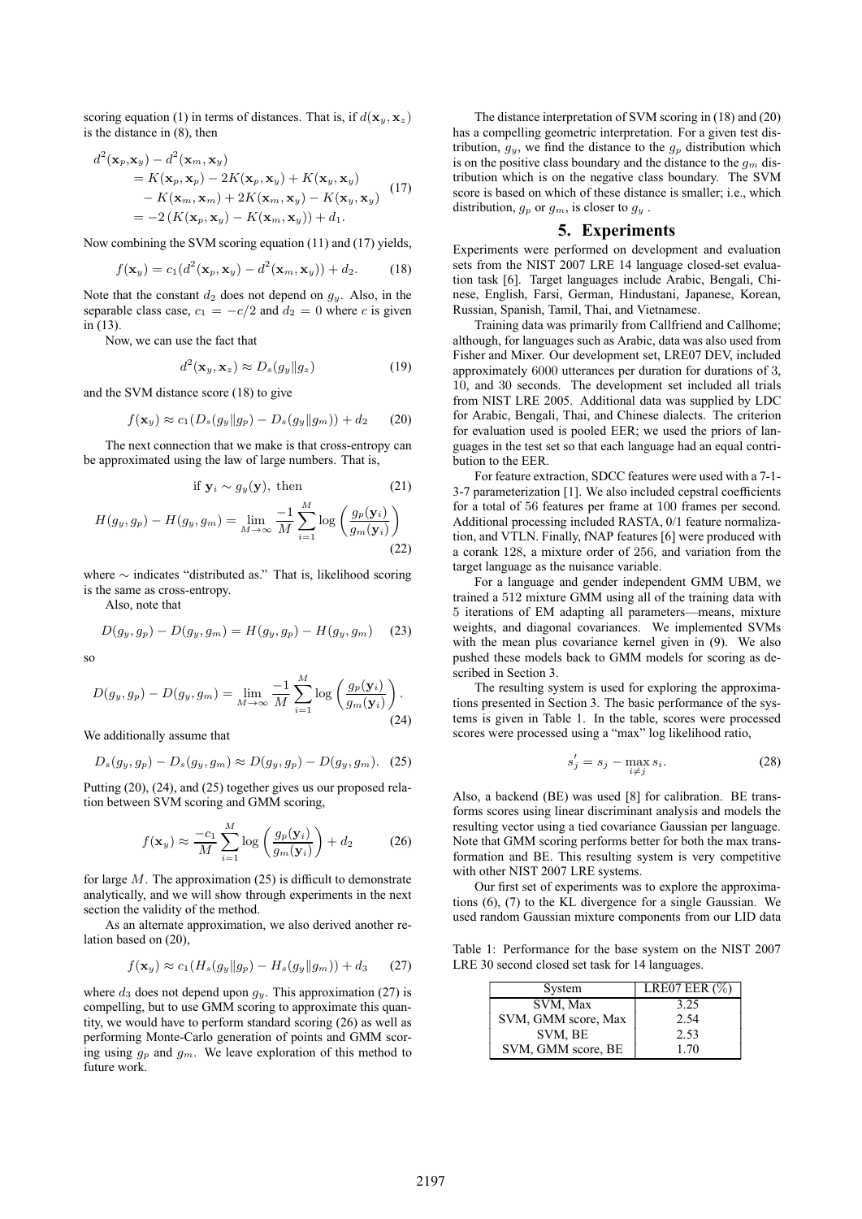scoring equation (1) in terms of distances. That is, if $d(\mathbf{x}_y, \mathbf{x}_z)$ is the distance in (8), then

$$
\begin{aligned}
d^2(\mathbf{x}_p, &\mathbf{x}_y) - d^2(\mathbf{x}_m, \mathbf{x}_y) \\
&= K(\mathbf{x}_p, \mathbf{x}_p) - 2K(\mathbf{x}_p, \mathbf{x}_y) + K(\mathbf{x}_y, \mathbf{x}_y) \\
&\quad - K(\mathbf{x}_m, \mathbf{x}_m) + 2K(\mathbf{x}_m, \mathbf{x}_y) - K(\mathbf{x}_y, \mathbf{x}_y) \\
&= -2\left(K(\mathbf{x}_p, \mathbf{x}_y) - K(\mathbf{x}_m, \mathbf{x}_y)\right) + d_1.
\end{aligned}
\tag{17}
$$

Now combining the SVM scoring equation (11) and (17) yields,

$$
f(\mathbf{x}_y) = c_1(d^2(\mathbf{x}_p, \mathbf{x}_y) - d^2(\mathbf{x}_m, \mathbf{x}_y)) + d_2. \tag{18}
$$

Note that the constant $d_2$ does not depend on $g_y$. Also, in the separable class case, $c_1 = -c/2$ and $d_2 = 0$ where $c$ is given in (13).

Now, we can use the fact that

$$
d^2(\mathbf{x}_y, \mathbf{x}_z) \approx D_s(g_y \| g_z) \tag{19}
$$

and the SVM distance score (18) to give

$$
f(\mathbf{x}_y) \approx c_1(D_s(g_y \| g_p) - D_s(g_y \| g_m)) + d_2 \tag{20}
$$

The next connection that we make is that cross-entropy can be approximated using the law of large numbers. That is,

$$
\text{if } \mathbf{y}_i \sim g_y(\mathbf{y}), \text{ then} \tag{21}
$$

$$
H(g_y, g_p) - H(g_y, g_m) = \lim_{M \to \infty} \frac{-1}{M} \sum_{i=1}^{M} \log\left(\frac{g_p(\mathbf{y}_i)}{g_m(\mathbf{y}_i)}\right) \tag{22}
$$

where $\sim$ indicates "distributed as." That is, likelihood scoring is the same as cross-entropy.

Also, note that

$$
D(g_y, g_p) - D(g_y, g_m) = H(g_y, g_p) - H(g_y, g_m) \tag{23}
$$

so

$$
D(g_y, g_p) - D(g_y, g_m) = \lim_{M \to \infty} \frac{-1}{M} \sum_{i=1}^{M} \log\left(\frac{g_p(\mathbf{y}_i)}{g_m(\mathbf{y}_i)}\right). \tag{24}
$$

We additionally assume that

$$
D_s(g_y, g_p) - D_s(g_y, g_m) \approx D(g_y, g_p) - D(g_y, g_m). \tag{25}
$$

Putting (20), (24), and (25) together gives us our proposed relation between SVM scoring and GMM scoring,

$$
f(\mathbf{x}_y) \approx \frac{-c_1}{M} \sum_{i=1}^{M} \log\left(\frac{g_p(\mathbf{y}_i)}{g_m(\mathbf{y}_i)}\right) + d_2 \tag{26}
$$

for large $M$. The approximation (25) is difficult to demonstrate analytically, and we will show through experiments in the next section the validity of the method.

As an alternate approximation, we also derived another relation based on (20),

$$
f(\mathbf{x}_y) \approx c_1(H_s(g_y \| g_p) - H_s(g_y \| g_m)) + d_3 \tag{27}
$$

where $d_3$ does not depend upon $g_y$. This approximation (27) is compelling, but to use GMM scoring to approximate this quantity, we would have to perform standard scoring (26) as well as performing Monte-Carlo generation of points and GMM scoring using $g_p$ and $g_m$. We leave exploration of this method to future work.

The distance interpretation of SVM scoring in (18) and (20) has a compelling geometric interpretation. For a given test distribution, $g_y$, we find the distance to the $g_p$ distribution which is on the positive class boundary and the distance to the $g_m$ distribution which is on the negative class boundary. The SVM score is based on which of these distance is smaller; i.e., which distribution, $g_p$ or $g_m$, is closer to $g_y$ .

## 5. Experiments

Experiments were performed on development and evaluation sets from the NIST 2007 LRE 14 language closed-set evaluation task [6]. Target languages include Arabic, Bengali, Chinese, English, Farsi, German, Hindustani, Japanese, Korean, Russian, Spanish, Tamil, Thai, and Vietnamese.

Training data was primarily from Callfriend and Callhome; although, for languages such as Arabic, data was also used from Fisher and Mixer. Our development set, LRE07 DEV, included approximately 6000 utterances per duration for durations of 3, 10, and 30 seconds. The development set included all trials from NIST LRE 2005. Additional data was supplied by LDC for Arabic, Bengali, Thai, and Chinese dialects. The criterion for evaluation used is pooled EER; we used the priors of languages in the test set so that each language had an equal contribution to the EER.

For feature extraction, SDCC features were used with a 7-1-3-7 parameterization [1]. We also included cepstral coefficients for a total of 56 features per frame at 100 frames per second. Additional processing included RASTA, 0/1 feature normalization, and VTLN. Finally, fNAP features [6] were produced with a corank 128, a mixture order of 256, and variation from the target language as the nuisance variable.

For a language and gender independent GMM UBM, we trained a 512 mixture GMM using all of the training data with 5 iterations of EM adapting all parameters—means, mixture weights, and diagonal covariances. We implemented SVMs with the mean plus covariance kernel given in (9). We also pushed these models back to GMM models for scoring as described in Section 3.

The resulting system is used for exploring the approximations presented in Section 3. The basic performance of the systems is given in Table 1. In the table, scores were processed scores were processed using a "max" log likelihood ratio,

$$
s_j^{'} = s_j - \max_{i \neq j} s_i. \tag{28}
$$

Also, a backend (BE) was used [8] for calibration. BE transforms scores using linear discriminant analysis and models the resulting vector using a tied covariance Gaussian per language. Note that GMM scoring performs better for both the max transformation and BE. This resulting system is very competitive with other NIST 2007 LRE systems.

Our first set of experiments was to explore the approximations (6), (7) to the KL divergence for a single Gaussian. We used random Gaussian mixture components from our LID data

Table 1: Performance for the base system on the NIST 2007 LRE 30 second closed set task for 14 languages.

| System | LRE07 EER (%) |
|---|---|
| SVM, Max | 3.25 |
| SVM, GMM score, Max | 2.54 |
| SVM, BE | 2.53 |
| SVM, GMM score, BE | 1.70 |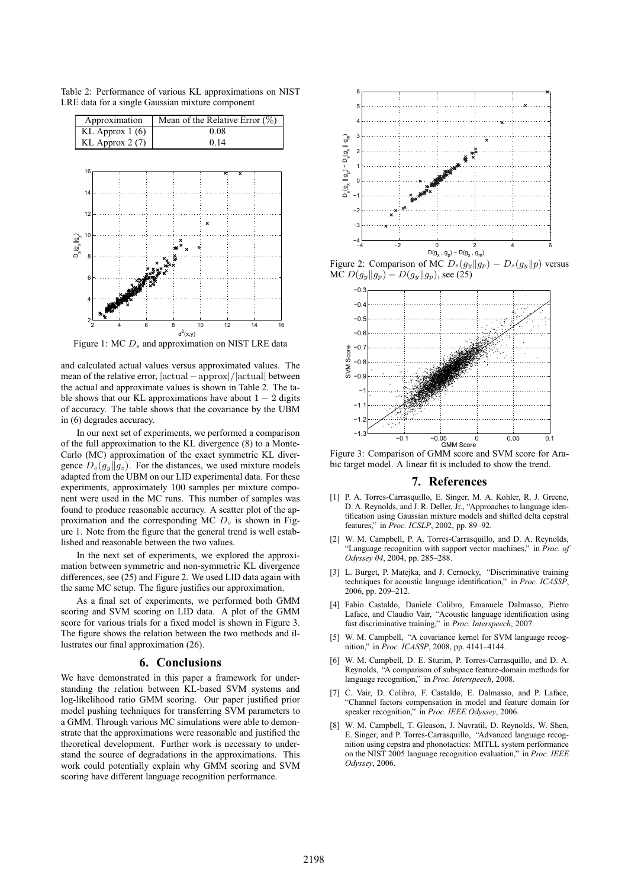Table 2: Performance of various KL approximations on NIST LRE data for a single Gaussian mixture component

| Approximation | Mean of the Relative Error (%) |
|---|---|
| KL Approx 1 (6) | 0.08 |
| KL Approx 2 (7) | 0.14 |

$D_s(g_x \| g_y)$

$d^2(x,y)$

Figure 1: MC $D_s$ and approximation on NIST LRE data

and calculated actual values versus approximated values. The mean of the relative error, $|\text{actual} - \text{approx}|/|\text{actual}|$ between the actual and approximate values is shown in Table 2. The table shows that our KL approximations have about $1 - 2$ digits of accuracy. The table shows that the covariance by the UBM in (6) degrades accuracy.

In our next set of experiments, we performed a comparison of the full approximation to the KL divergence (8) to a Monte-Carlo (MC) approximation of the exact symmetric KL divergence $D_s(g_y \| g_z)$. For the distances, we used mixture models adapted from the UBM on our LID experimental data. For these experiments, approximately 100 samples per mixture component were used in the MC runs. This number of samples was found to produce reasonable accuracy. A scatter plot of the approximation and the corresponding MC $D_s$ is shown in Figure 1. Note from the figure that the general trend is well established and reasonable between the two values.

In the next set of experiments, we explored the approximation between symmetric and non-symmetric KL divergence differences, see (25) and Figure 2. We used LID data again with the same MC setup. The figure justifies our approximation.

As a final set of experiments, we performed both GMM scoring and SVM scoring on LID data. A plot of the GMM score for various trials for a fixed model is shown in Figure 3. The figure shows the relation between the two methods and illustrates our final approximation (26).

## 6. Conclusions

We have demonstrated in this paper a framework for understanding the relation between KL-based SVM systems and log-likelihood ratio GMM scoring. Our paper justified prior model pushing techniques for transferring SVM parameters to a GMM. Through various MC simulations were able to demonstrate that the approximations were reasonable and justified the theoretical development. Further work is necessary to understand the source of degradations in the approximations. This work could potentially explain why GMM scoring and SVM scoring have different language recognition performance.

$D_s(g_x \| g_p) - D_s(g_x \| g_m)$

$D(g_x, g_p) - D(g_x, g_m)$

Figure 2: Comparison of MC $D_s(g_y \| g_p) - D_s(g_y \| p)$ versus MC $D(g_y \| g_p) - D(g_y \| g_p)$, see (25)

SVM Score

GMM Score

Figure 3: Comparison of GMM score and SVM score for Arabic target model. A linear fit is included to show the trend.

## 7. References

[1] P. A. Torres-Carrasquillo, E. Singer, M. A. Kohler, R. J. Greene, D. A. Reynolds, and J. R. Deller, Jr., "Approaches to language identification using Gaussian mixture models and shifted delta cepstral features," in *Proc. ICSLP*, 2002, pp. 89–92.

[2] W. M. Campbell, P. A. Torres-Carrasquillo, and D. A. Reynolds, "Language recognition with support vector machines," in *Proc. of Odyssey 04*, 2004, pp. 285–288.

[3] L. Burget, P. Matejka, and J. Cernocky, "Discriminative training techniques for acoustic language identification," in *Proc. ICASSP*, 2006, pp. 209–212.

[4] Fabio Castaldo, Daniele Colibro, Emanuele Dalmasso, Pietro Laface, and Claudio Vair, "Acoustic language identification using fast discriminative training," in *Proc. Interspeech*, 2007.

[5] W. M. Campbell, "A covariance kernel for SVM language recognition," in *Proc. ICASSP*, 2008, pp. 4141–4144.

[6] W. M. Campbell, D. E. Sturim, P. Torres-Carrasquillo, and D. A. Reynolds, "A comparison of subspace feature-domain methods for language recognition," in *Proc. Interspeech*, 2008.

[7] C. Vair, D. Colibro, F. Castaldo, E. Dalmasso, and P. Laface, "Channel factors compensation in model and feature domain for speaker recognition," in *Proc. IEEE Odyssey*, 2006.

[8] W. M. Campbell, T. Gleason, J. Navratil, D. Reynolds, W. Shen, E. Singer, and P. Torres-Carrasquillo, "Advanced language recognition using cepstra and phonotactics: MITLL system performance on the NIST 2005 language recognition evaluation," in *Proc. IEEE Odyssey*, 2006.